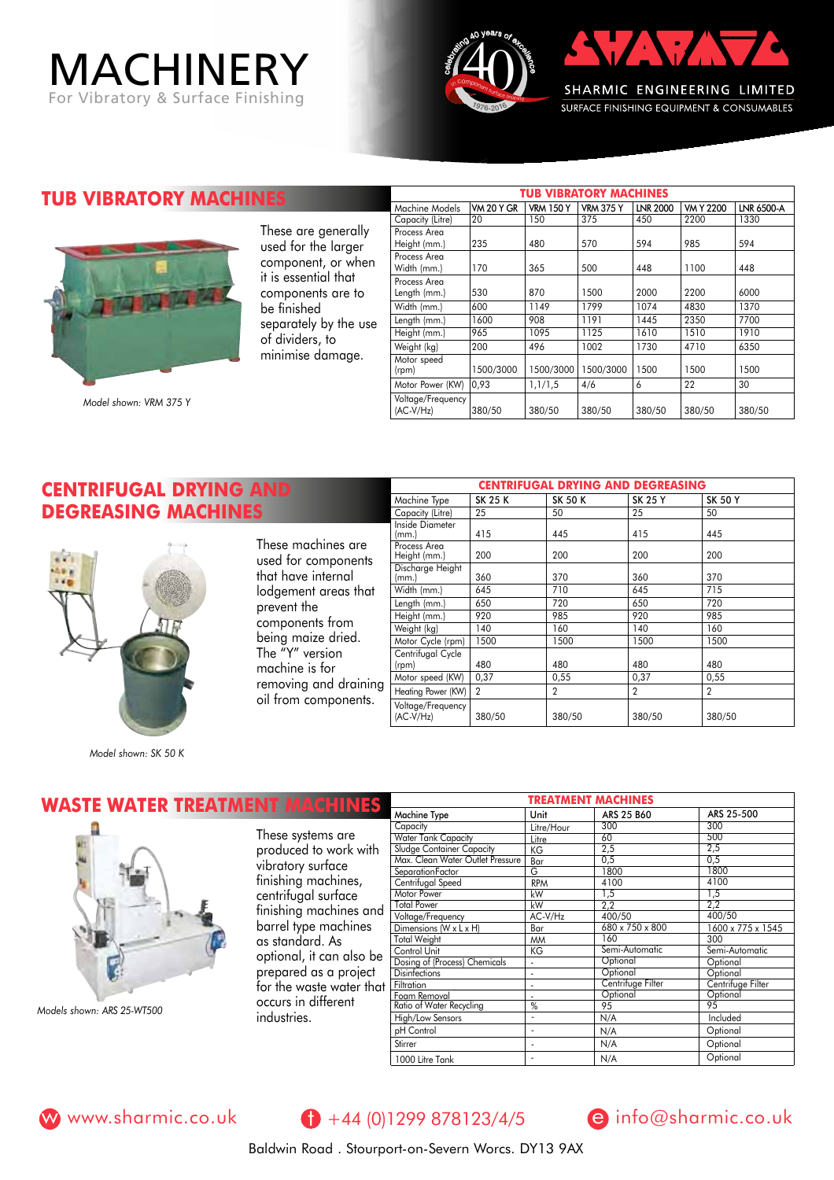# MACHINERY

For Vibratory & Surface Finishing

celebrating 40 years of excellence in component surface finishing 1976-2016

SHARMIC ENGINEERING LIMITED

SURFACE FINISHING EQUIPMENT & CONSUMABLES

## TUB VIBRATORY MACHINES

These are generally used for the larger component, or when it is essential that components are to be finished separately by the use of dividers, to minimise damage.

*Model shown: VRM 375 Y*

| TUB VIBRATORY MACHINES | | | | | | |
|---|---|---|---|---|---|---|
| Machine Models | VM 20 Y GR | VRM 150 Y | VRM 375 Y | LNR 2000 | VM Y 2200 | LNR 6500-A |
| Capacity (Litre) | 20 | 150 | 375 | 450 | 2200 | 1330 |
| Process Area Height (mm.) | 235 | 480 | 570 | 594 | 985 | 594 |
| Process Area Width (mm.) | 170 | 365 | 500 | 448 | 1100 | 448 |
| Process Area Length (mm.) | 530 | 870 | 1500 | 2000 | 2200 | 6000 |
| Width (mm.) | 600 | 1149 | 1799 | 1074 | 4830 | 1370 |
| Length (mm.) | 1600 | 908 | 1191 | 1445 | 2350 | 7700 |
| Height (mm.) | 965 | 1095 | 1125 | 1610 | 1510 | 1910 |
| Weight (kg) | 200 | 496 | 1002 | 1730 | 4710 | 6350 |
| Motor speed (rpm) | 1500/3000 | 1500/3000 | 1500/3000 | 1500 | 1500 | 1500 |
| Motor Power (KW) | 0,93 | 1,1/1,5 | 4/6 | 6 | 22 | 30 |
| Voltage/Frequency (AC-V/Hz) | 380/50 | 380/50 | 380/50 | 380/50 | 380/50 | 380/50 |

## CENTRIFUGAL DRYING AND DEGREASING MACHINES

These machines are used for components that have internal lodgement areas that prevent the components from being maize dried. The "Y" version machine is for removing and draining oil from components.

*Model shown: SK 50 K*

| CENTRIFUGAL DRYING AND DEGREASING | | | | |
|---|---|---|---|---|
| Machine Type | SK 25 K | SK 50 K | SK 25 Y | SK 50 Y |
| Capacity (Litre) | 25 | 50 | 25 | 50 |
| Inside Diameter (mm.) | 415 | 445 | 415 | 445 |
| Process Area Height (mm.) | 200 | 200 | 200 | 200 |
| Discharge Height (mm.) | 360 | 370 | 360 | 370 |
| Width (mm.) | 645 | 710 | 645 | 715 |
| Length (mm.) | 650 | 720 | 650 | 720 |
| Height (mm.) | 920 | 985 | 920 | 985 |
| Weight (kg) | 140 | 160 | 140 | 160 |
| Motor Cycle (rpm) | 1500 | 1500 | 1500 | 1500 |
| Centrifugal Cycle (rpm) | 480 | 480 | 480 | 480 |
| Motor speed (KW) | 0,37 | 0,55 | 0,37 | 0,55 |
| Heating Power (KW) | 2 | 2 | 2 | 2 |
| Voltage/Frequency (AC-V/Hz) | 380/50 | 380/50 | 380/50 | 380/50 |

## WASTE WATER TREATMENT MACHINES

These systems are produced to work with vibratory surface finishing machines, centrifugal surface finishing machines and barrel type machines as standard. As optional, it can also be prepared as a project for the waste water that occurs in different industries.

*Models shown: ARS 25-WT500*

| TREATMENT MACHINES | | | |
|---|---|---|---|
| Machine Type | Unit | ARS 25 B60 | ARS 25-500 |
| Capacity | Litre/Hour | 300 | 300 |
| Water Tank Capacity | Litre | 60 | 500 |
| Sludge Container Capacity | KG | 2,5 | 2,5 |
| Max. Clean Water Outlet Pressure | Bar | 0,5 | 0,5 |
| SeparationFactor | G | 1800 | 1800 |
| Centrifugal Speed | RPM | 4100 | 4100 |
| Motor Power | kW | 1,5 | 1,5 |
| Total Power | kW | 2,2 | 2,2 |
| Voltage/Frequency | AC-V/Hz | 400/50 | 400/50 |
| Dimensions (W x L x H) | Bar | 680 x 750 x 800 | 1600 x 775 x 1545 |
| Total Weight | MM | 160 | 300 |
| Control Unit | KG | Semi-Automatic | Semi-Automatic |
| Dosing of (Process) Chemicals | - | Optional | Optional |
| Disinfections | - | Optional | Optional |
| Filtration | - | Centrifuge Filter | Centrifuge Filter |
| Foam Removal | - | Optional | Optional |
| Ratio of Water Recycling | % | 95 | 95 |
| High/Low Sensors | - | N/A | Included |
| pH Control | - | N/A | Optional |
| Stirrer | - | N/A | Optional |
| 1000 Litre Tank | - | N/A | Optional |

www.sharmic.co.uk  +44 (0)1299 878123/4/5  info@sharmic.co.uk

Baldwin Road . Stourport-on-Severn Worcs. DY13 9AX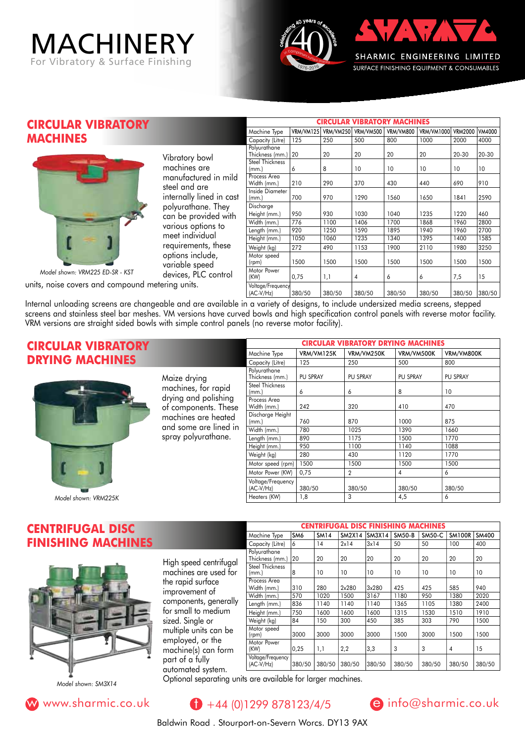# MACHINERY

For Vibratory & Surface Finishing

SHARMIC ENGINEERING LIMITED

SURFACE FINISHING EQUIPMENT & CONSUMABLES

## CIRCULAR VIBRATORY MACHINES

Vibratory bowl machines are manufactured in mild steel and are internally lined in cast polyurethane. They can be provided with various options to meet individual requirements, these options include, variable speed devices, PLC control units, noise covers and compound metering units.

*Model shown: VRM225 ED-SR - KST*

| CIRCULAR VIBRATORY MACHINES | | | | | | | |
|---|---|---|---|---|---|---|---|
| Machine Type | VRM/VM125 | VRM/VM250 | VRM/VM500 | VRM/VM800 | VRM/VM1000 | VRM2000 | VM4000 |
| Capacity (Litre) | 125 | 250 | 500 | 800 | 1000 | 2000 | 4000 |
| Polyurathane Thickness (mm.) | 20 | 20 | 20 | 20 | 20 | 20-30 | 20-30 |
| Steel Thickness (mm.) | 6 | 8 | 10 | 10 | 10 | 10 | 10 |
| Process Area Width (mm.) | 210 | 290 | 370 | 430 | 440 | 690 | 910 |
| Inside Diameter (mm.) | 700 | 970 | 1290 | 1560 | 1650 | 1841 | 2590 |
| Discharge Height (mm.) | 950 | 930 | 1030 | 1040 | 1235 | 1220 | 460 |
| Width (mm.) | 776 | 1100 | 1406 | 1700 | 1868 | 1960 | 2800 |
| Length (mm.) | 920 | 1250 | 1590 | 1895 | 1940 | 1960 | 2700 |
| Height (mm.) | 1050 | 1060 | 1235 | 1340 | 1395 | 1400 | 1585 |
| Weight (kg) | 272 | 490 | 1153 | 1900 | 2110 | 1980 | 3250 |
| Motor speed (rpm) | 1500 | 1500 | 1500 | 1500 | 1500 | 1500 | 1500 |
| Motor Power (KW) | 0,75 | 1,1 | 4 | 6 | 6 | 7,5 | 15 |
| Voltage/Frequency (AC-V/Hz) | 380/50 | 380/50 | 380/50 | 380/50 | 380/50 | 380/50 | 380/50 |

Internal unloading screens are changeable and are available in a variety of designs, to include undersized media screens, stepped screens and stainless steel bar meshes. VM versions have curved bowls and high specification control panels with reverse motor facility. VRM versions are straight sided bowls with simple control panels (no reverse motor facility).

## CIRCULAR VIBRATORY DRYING MACHINES

Maize drying machines, for rapid drying and polishing of components. These machines are heated and some are lined in spray polyurathane.

*Model shown: VRM225K*

| CIRCULAR VIBRATORY DRYING MACHINES | | | | |
|---|---|---|---|---|
| Machine Type | VRM/VM125K | VRM/VM250K | VRM/VM500K | VRM/VM800K |
| Capacity (Litre) | 125 | 250 | 500 | 800 |
| Polyurathane Thickness (mm.) | PU SPRAY | PU SPRAY | PU SPRAY | PU SPRAY |
| Steel Thickness (mm.) | 6 | 6 | 8 | 10 |
| Process Area Width (mm.) | 242 | 320 | 410 | 470 |
| Discharge Height (mm.) | 760 | 870 | 1000 | 875 |
| Width (mm.) | 780 | 1025 | 1390 | 1660 |
| Length (mm.) | 890 | 1175 | 1500 | 1770 |
| Height (mm.) | 950 | 1100 | 1140 | 1088 |
| Weight (kg) | 280 | 430 | 1120 | 1770 |
| Motor speed (rpm) | 1500 | 1500 | 1500 | 1500 |
| Motor Power (KW) | 0,75 | 2 | 4 | 6 |
| Voltage/Frequency (AC-V/Hz) | 380/50 | 380/50 | 380/50 | 380/50 |
| Heaters (KW) | 1,8 | 3 | 4,5 | 6 |

## CENTRIFUGAL DISC FINISHING MACHINES

High speed centrifugal machines are used for the rapid surface improvement of components, generally for small to medium sized. Single or multiple units can be employed, or the machine(s) can form part of a fully automated system.

Optional separating units are available for larger machines.

*Model shown: SM3X14*

| CENTRIFUGAL DISC FINISHING MACHINES | | | | | | | | |
|---|---|---|---|---|---|---|---|---|
| Machine Type | SM6 | SM14 | SM2X14 | SM3X14 | SM50-B | SM50-C | SM100R | SM400 |
| Capacity (Litre) | 6 | 14 | 2x14 | 3x14 | 50 | 50 | 100 | 400 |
| Polyurathane Thickness (mm.) | 20 | 20 | 20 | 20 | 20 | 20 | 20 | 20 |
| Steel Thickness (mm.) | 8 | 10 | 10 | 10 | 10 | 10 | 10 | 10 |
| Process Area Width (mm.) | 310 | 280 | 2x280 | 3x280 | 425 | 425 | 585 | 940 |
| Width (mm.) | 570 | 1020 | 1500 | 3167 | 1180 | 950 | 1380 | 2020 |
| Length (mm.) | 836 | 1140 | 1140 | 1140 | 1365 | 1105 | 1380 | 2400 |
| Height (mm.) | 750 | 1600 | 1600 | 1600 | 1315 | 1530 | 1510 | 1910 |
| Weight (kg) | 84 | 150 | 300 | 450 | 385 | 303 | 790 | 1500 |
| Motor speed (rpm) | 3000 | 3000 | 3000 | 3000 | 1500 | 3000 | 1500 | 1500 |
| Motor Power (KW) | 0,25 | 1,1 | 2,2 | 3,3 | 3 | 3 | 4 | 15 |
| Voltage/Frequency (AC-V/Hz) | 380/50 | 380/50 | 380/50 | 380/50 | 380/50 | 380/50 | 380/50 | 380/50 |

www.sharmic.co.uk | +44 (0)1299 878123/4/5 | info@sharmic.co.uk

Baldwin Road . Stourport-on-Severn Worcs. DY13 9AX